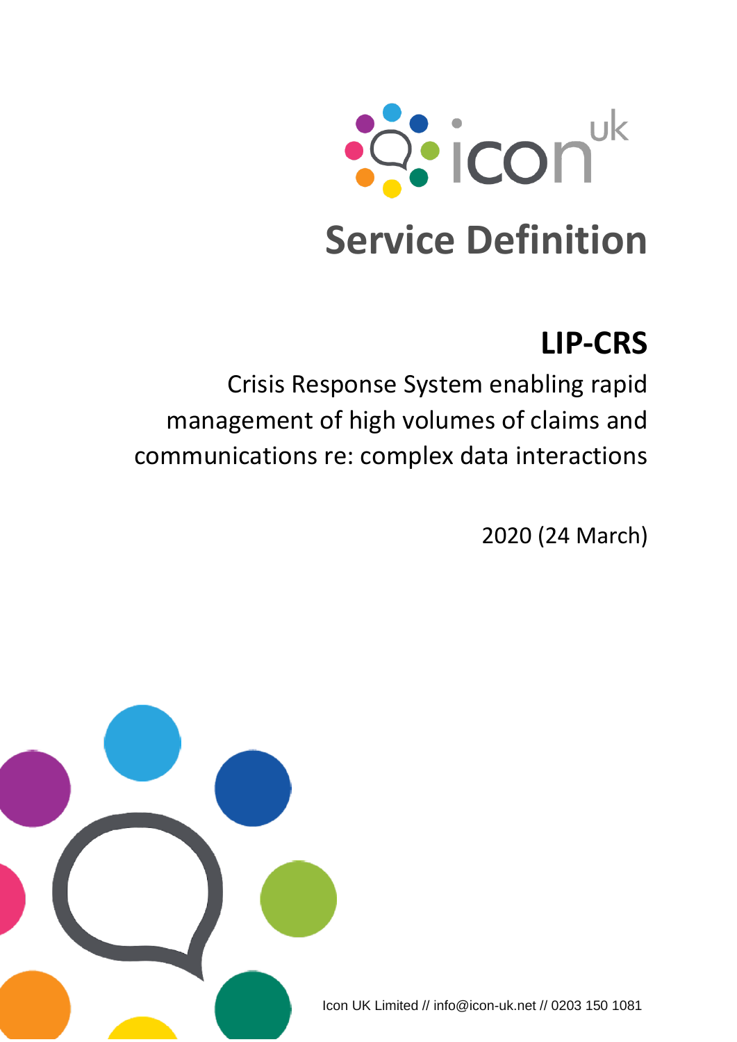# Service Definition

## LIP-CRS

Crisis Response System enabling rapid management of high volumes of claims and communications re: complex data interactions

2020 (24 March)

Icon UK Limited // info@icon-uk.net // 0203 150 1081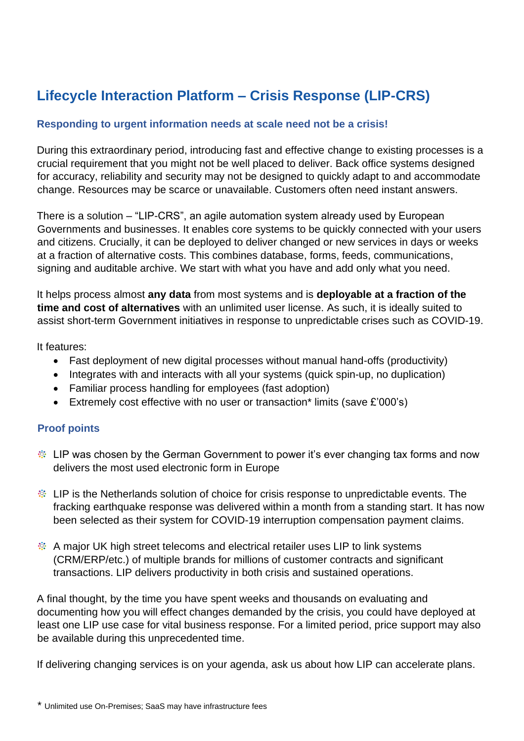# Lifecycle Interaction Platform – Crisis Response (LIP-CRS)

### Responding to urgent information needs at scale need not be a crisis!

During this extraordinary period, introducing fast and effective change to existing processes is a crucial requirement that you might not be well placed to deliver. Back office systems designed for accuracy, reliability and security may not be designed to quickly adapt to and accommodate change. Resources may be scarce or unavailable. Customers often need instant answers.

There is a solution – "LIP-CRS", an agile automation system already used by European Governments and businesses. It enables core systems to be quickly connected with your users and citizens. Crucially, it can be deployed to deliver changed or new services in days or weeks at a fraction of alternative costs. This combines database, forms, feeds, communications, signing and auditable archive. We start with what you have and add only what you need.

It helps process almost **any data** from most systems and is **deployable at a fraction of the time and cost of alternatives** with an unlimited user license. As such, it is ideally suited to assist short-term Government initiatives in response to unpredictable crises such as COVID-19.

It features:

- Fast deployment of new digital processes without manual hand-offs (productivity)
- Integrates with and interacts with all your systems (quick spin-up, no duplication)
- Familiar process handling for employees (fast adoption)
- Extremely cost effective with no user or transaction* limits (save £'000's)

### Proof points

- LIP was chosen by the German Government to power it's ever changing tax forms and now delivers the most used electronic form in Europe
- LIP is the Netherlands solution of choice for crisis response to unpredictable events. The fracking earthquake response was delivered within a month from a standing start. It has now been selected as their system for COVID-19 interruption compensation payment claims.
- A major UK high street telecoms and electrical retailer uses LIP to link systems (CRM/ERP/etc.) of multiple brands for millions of customer contracts and significant transactions. LIP delivers productivity in both crisis and sustained operations.

A final thought, by the time you have spent weeks and thousands on evaluating and documenting how you will effect changes demanded by the crisis, you could have deployed at least one LIP use case for vital business response. For a limited period, price support may also be available during this unprecedented time.

If delivering changing services is on your agenda, ask us about how LIP can accelerate plans.

* Unlimited use On-Premises; SaaS may have infrastructure fees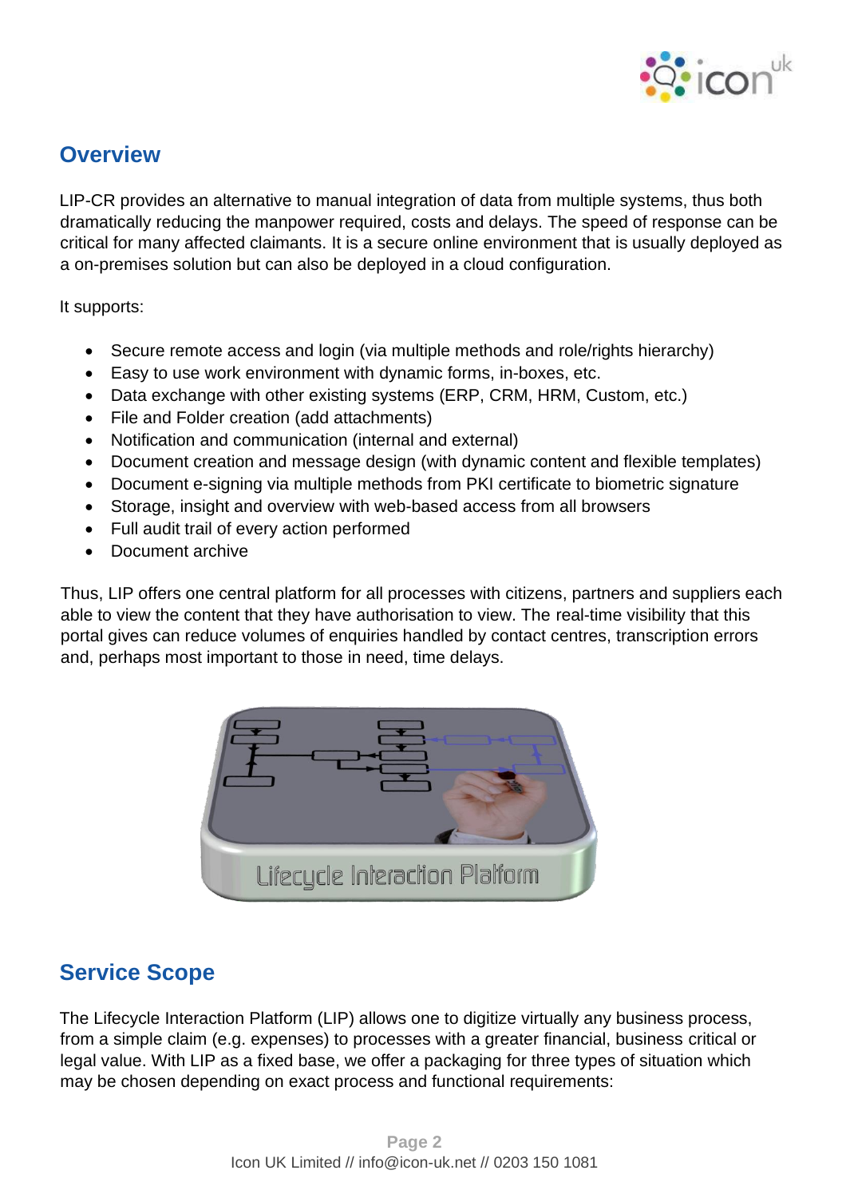## Overview

LIP-CR provides an alternative to manual integration of data from multiple systems, thus both dramatically reducing the manpower required, costs and delays. The speed of response can be critical for many affected claimants. It is a secure online environment that is usually deployed as a on-premises solution but can also be deployed in a cloud configuration.

It supports:

- Secure remote access and login (via multiple methods and role/rights hierarchy)
- Easy to use work environment with dynamic forms, in-boxes, etc.
- Data exchange with other existing systems (ERP, CRM, HRM, Custom, etc.)
- File and Folder creation (add attachments)
- Notification and communication (internal and external)
- Document creation and message design (with dynamic content and flexible templates)
- Document e-signing via multiple methods from PKI certificate to biometric signature
- Storage, insight and overview with web-based access from all browsers
- Full audit trail of every action performed
- Document archive

Thus, LIP offers one central platform for all processes with citizens, partners and suppliers each able to view the content that they have authorisation to view. The real-time visibility that this portal gives can reduce volumes of enquiries handled by contact centres, transcription errors and, perhaps most important to those in need, time delays.

## Service Scope

The Lifecycle Interaction Platform (LIP) allows one to digitize virtually any business process, from a simple claim (e.g. expenses) to processes with a greater financial, business critical or legal value. With LIP as a fixed base, we offer a packaging for three types of situation which may be chosen depending on exact process and functional requirements: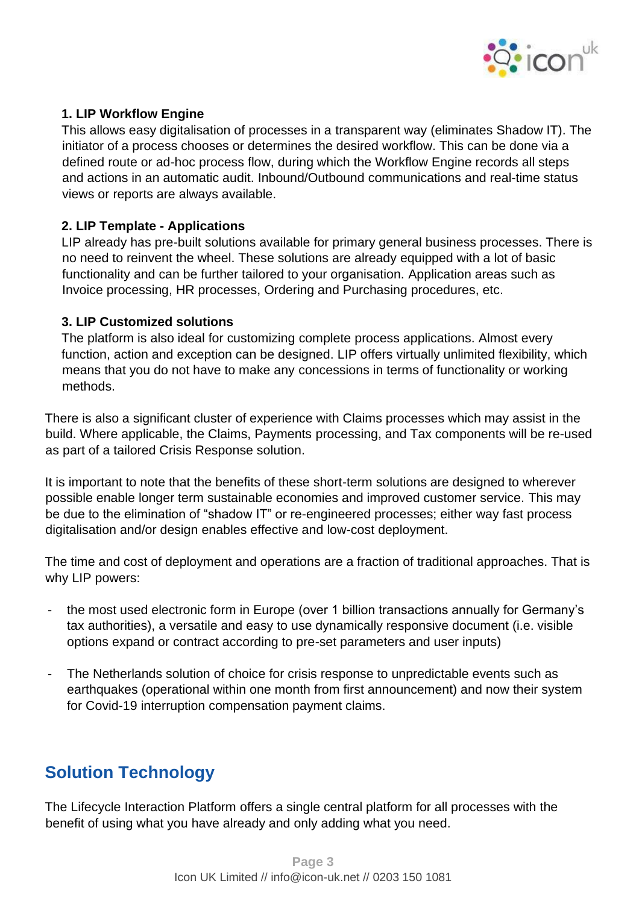**1. LIP Workflow Engine**

This allows easy digitalisation of processes in a transparent way (eliminates Shadow IT). The initiator of a process chooses or determines the desired workflow. This can be done via a defined route or ad-hoc process flow, during which the Workflow Engine records all steps and actions in an automatic audit. Inbound/Outbound communications and real-time status views or reports are always available.

**2. LIP Template - Applications**

LIP already has pre-built solutions available for primary general business processes. There is no need to reinvent the wheel. These solutions are already equipped with a lot of basic functionality and can be further tailored to your organisation. Application areas such as Invoice processing, HR processes, Ordering and Purchasing procedures, etc.

**3. LIP Customized solutions**

The platform is also ideal for customizing complete process applications. Almost every function, action and exception can be designed. LIP offers virtually unlimited flexibility, which means that you do not have to make any concessions in terms of functionality or working methods.

There is also a significant cluster of experience with Claims processes which may assist in the build. Where applicable, the Claims, Payments processing, and Tax components will be re-used as part of a tailored Crisis Response solution.

It is important to note that the benefits of these short-term solutions are designed to wherever possible enable longer term sustainable economies and improved customer service. This may be due to the elimination of "shadow IT" or re-engineered processes; either way fast process digitalisation and/or design enables effective and low-cost deployment.

The time and cost of deployment and operations are a fraction of traditional approaches. That is why LIP powers:

- the most used electronic form in Europe (over 1 billion transactions annually for Germany's tax authorities), a versatile and easy to use dynamically responsive document (i.e. visible options expand or contract according to pre-set parameters and user inputs)

- The Netherlands solution of choice for crisis response to unpredictable events such as earthquakes (operational within one month from first announcement) and now their system for Covid-19 interruption compensation payment claims.

## Solution Technology

The Lifecycle Interaction Platform offers a single central platform for all processes with the benefit of using what you have already and only adding what you need.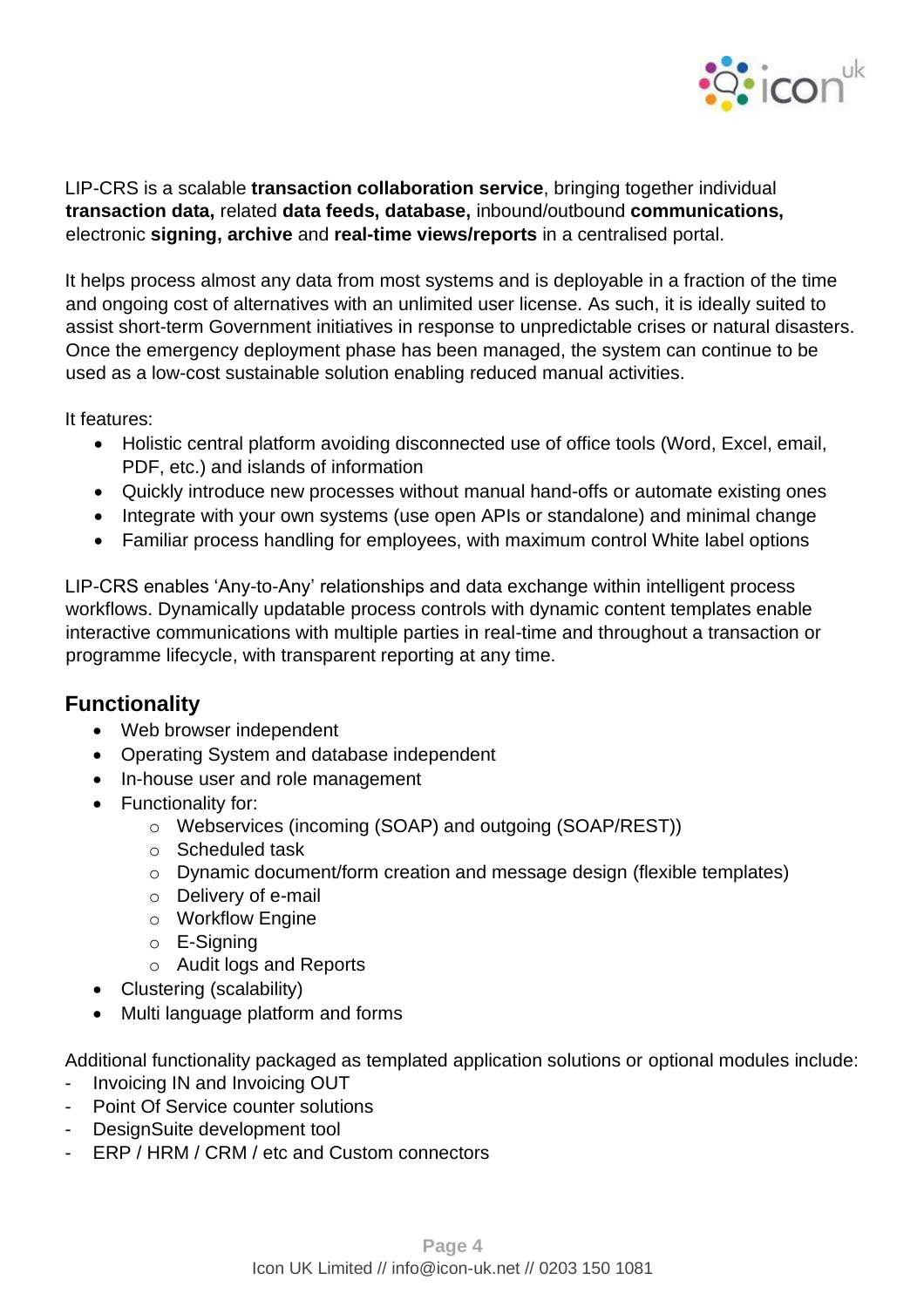LIP-CRS is a scalable **transaction collaboration service**, bringing together individual **transaction data,** related **data feeds, database,** inbound/outbound **communications,** electronic **signing, archive** and **real-time views/reports** in a centralised portal.

It helps process almost any data from most systems and is deployable in a fraction of the time and ongoing cost of alternatives with an unlimited user license. As such, it is ideally suited to assist short-term Government initiatives in response to unpredictable crises or natural disasters. Once the emergency deployment phase has been managed, the system can continue to be used as a low-cost sustainable solution enabling reduced manual activities.

It features:

- Holistic central platform avoiding disconnected use of office tools (Word, Excel, email, PDF, etc.) and islands of information
- Quickly introduce new processes without manual hand-offs or automate existing ones
- Integrate with your own systems (use open APIs or standalone) and minimal change
- Familiar process handling for employees, with maximum control White label options

LIP-CRS enables 'Any-to-Any' relationships and data exchange within intelligent process workflows. Dynamically updatable process controls with dynamic content templates enable interactive communications with multiple parties in real-time and throughout a transaction or programme lifecycle, with transparent reporting at any time.

## Functionality

- Web browser independent
- Operating System and database independent
- In-house user and role management
- Functionality for:
  - Webservices (incoming (SOAP) and outgoing (SOAP/REST))
  - Scheduled task
  - Dynamic document/form creation and message design (flexible templates)
  - Delivery of e-mail
  - Workflow Engine
  - E-Signing
  - Audit logs and Reports
- Clustering (scalability)
- Multi language platform and forms

Additional functionality packaged as templated application solutions or optional modules include:

- Invoicing IN and Invoicing OUT
- Point Of Service counter solutions
- DesignSuite development tool
- ERP / HRM / CRM / etc and Custom connectors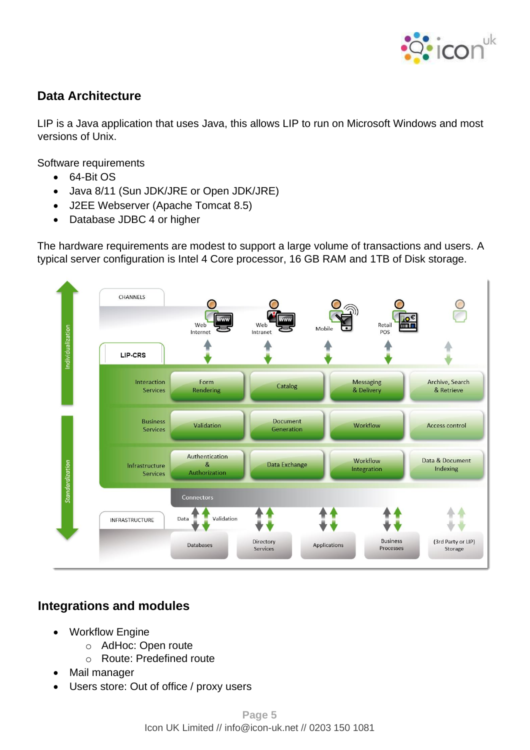## Data Architecture

LIP is a Java application that uses Java, this allows LIP to run on Microsoft Windows and most versions of Unix.

Software requirements

- 64-Bit OS
- Java 8/11 (Sun JDK/JRE or Open JDK/JRE)
- J2EE Webserver (Apache Tomcat 8.5)
- Database JDBC 4 or higher

The hardware requirements are modest to support a large volume of transactions and users. A typical server configuration is Intel 4 Core processor, 16 GB RAM and 1TB of Disk storage.

## Integrations and modules

- Workflow Engine
  - AdHoc: Open route
  - Route: Predefined route
- Mail manager
- Users store: Out of office / proxy users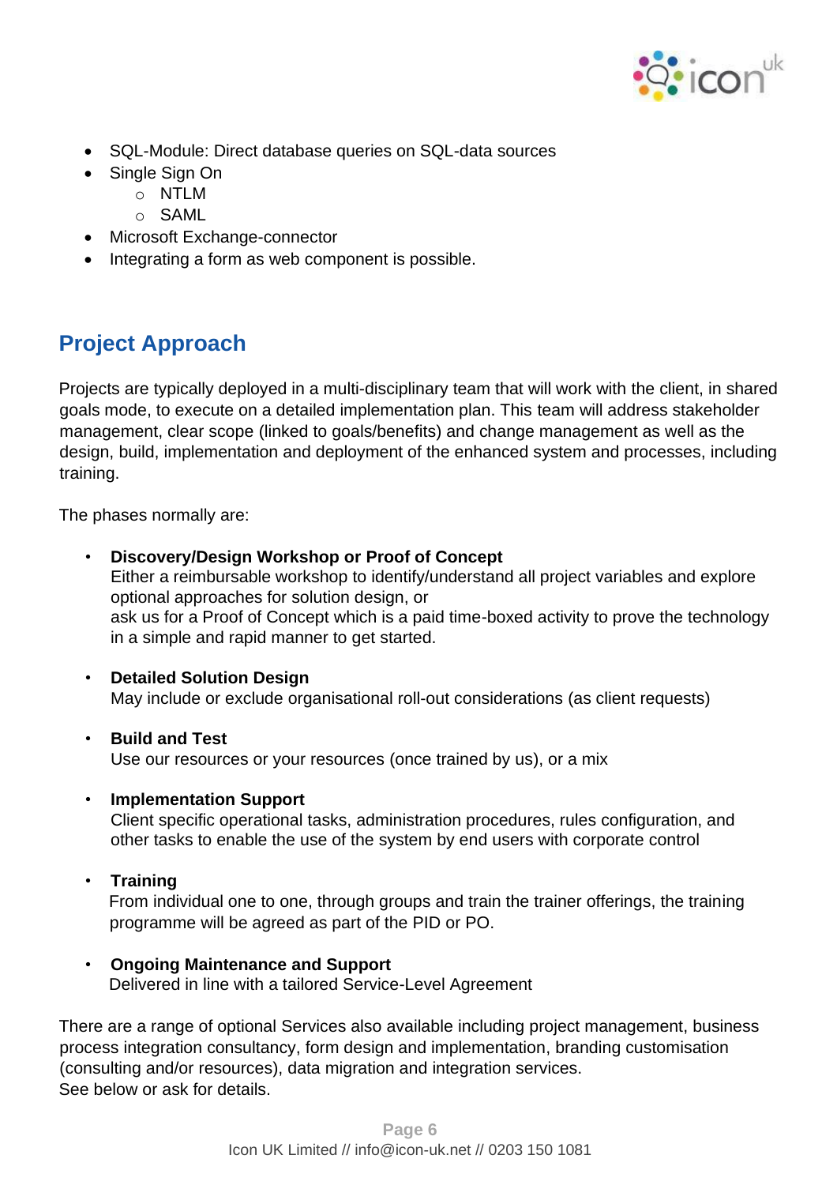- SQL-Module: Direct database queries on SQL-data sources
- Single Sign On
  - NTLM
  - SAML
- Microsoft Exchange-connector
- Integrating a form as web component is possible.

## Project Approach

Projects are typically deployed in a multi-disciplinary team that will work with the client, in shared goals mode, to execute on a detailed implementation plan. This team will address stakeholder management, clear scope (linked to goals/benefits) and change management as well as the design, build, implementation and deployment of the enhanced system and processes, including training.

The phases normally are:

- **Discovery/Design Workshop or Proof of Concept**
  Either a reimbursable workshop to identify/understand all project variables and explore optional approaches for solution design, or
  ask us for a Proof of Concept which is a paid time-boxed activity to prove the technology in a simple and rapid manner to get started.

- **Detailed Solution Design**
  May include or exclude organisational roll-out considerations (as client requests)

- **Build and Test**
  Use our resources or your resources (once trained by us), or a mix

- **Implementation Support**
  Client specific operational tasks, administration procedures, rules configuration, and other tasks to enable the use of the system by end users with corporate control

- **Training**
  From individual one to one, through groups and train the trainer offerings, the training programme will be agreed as part of the PID or PO.

- **Ongoing Maintenance and Support**
  Delivered in line with a tailored Service-Level Agreement

There are a range of optional Services also available including project management, business process integration consultancy, form design and implementation, branding customisation (consulting and/or resources), data migration and integration services.
See below or ask for details.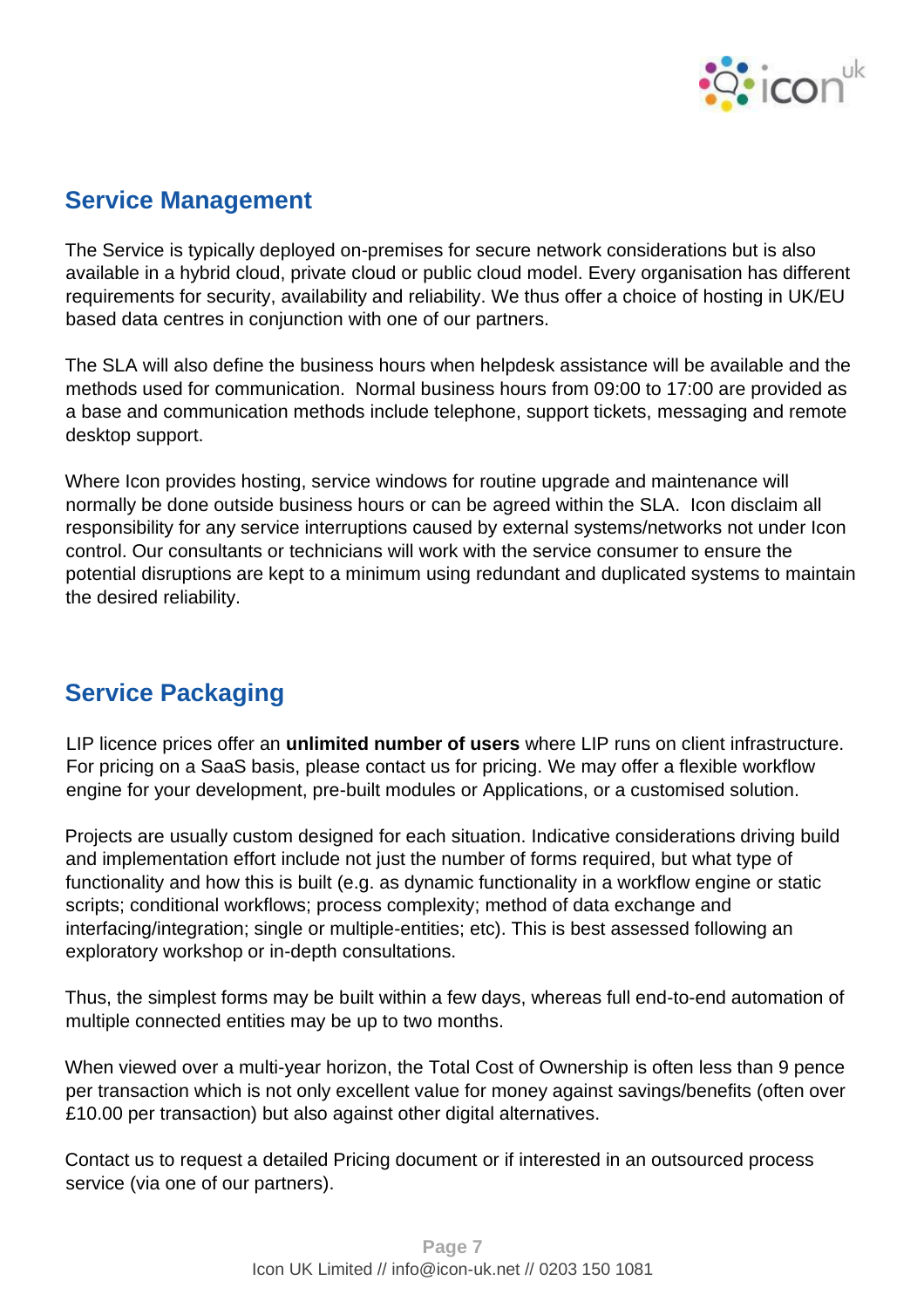## Service Management

The Service is typically deployed on-premises for secure network considerations but is also available in a hybrid cloud, private cloud or public cloud model. Every organisation has different requirements for security, availability and reliability. We thus offer a choice of hosting in UK/EU based data centres in conjunction with one of our partners.

The SLA will also define the business hours when helpdesk assistance will be available and the methods used for communication. Normal business hours from 09:00 to 17:00 are provided as a base and communication methods include telephone, support tickets, messaging and remote desktop support.

Where Icon provides hosting, service windows for routine upgrade and maintenance will normally be done outside business hours or can be agreed within the SLA. Icon disclaim all responsibility for any service interruptions caused by external systems/networks not under Icon control. Our consultants or technicians will work with the service consumer to ensure the potential disruptions are kept to a minimum using redundant and duplicated systems to maintain the desired reliability.

## Service Packaging

LIP licence prices offer an **unlimited number of users** where LIP runs on client infrastructure. For pricing on a SaaS basis, please contact us for pricing. We may offer a flexible workflow engine for your development, pre-built modules or Applications, or a customised solution.

Projects are usually custom designed for each situation. Indicative considerations driving build and implementation effort include not just the number of forms required, but what type of functionality and how this is built (e.g. as dynamic functionality in a workflow engine or static scripts; conditional workflows; process complexity; method of data exchange and interfacing/integration; single or multiple-entities; etc). This is best assessed following an exploratory workshop or in-depth consultations.

Thus, the simplest forms may be built within a few days, whereas full end-to-end automation of multiple connected entities may be up to two months.

When viewed over a multi-year horizon, the Total Cost of Ownership is often less than 9 pence per transaction which is not only excellent value for money against savings/benefits (often over £10.00 per transaction) but also against other digital alternatives.

Contact us to request a detailed Pricing document or if interested in an outsourced process service (via one of our partners).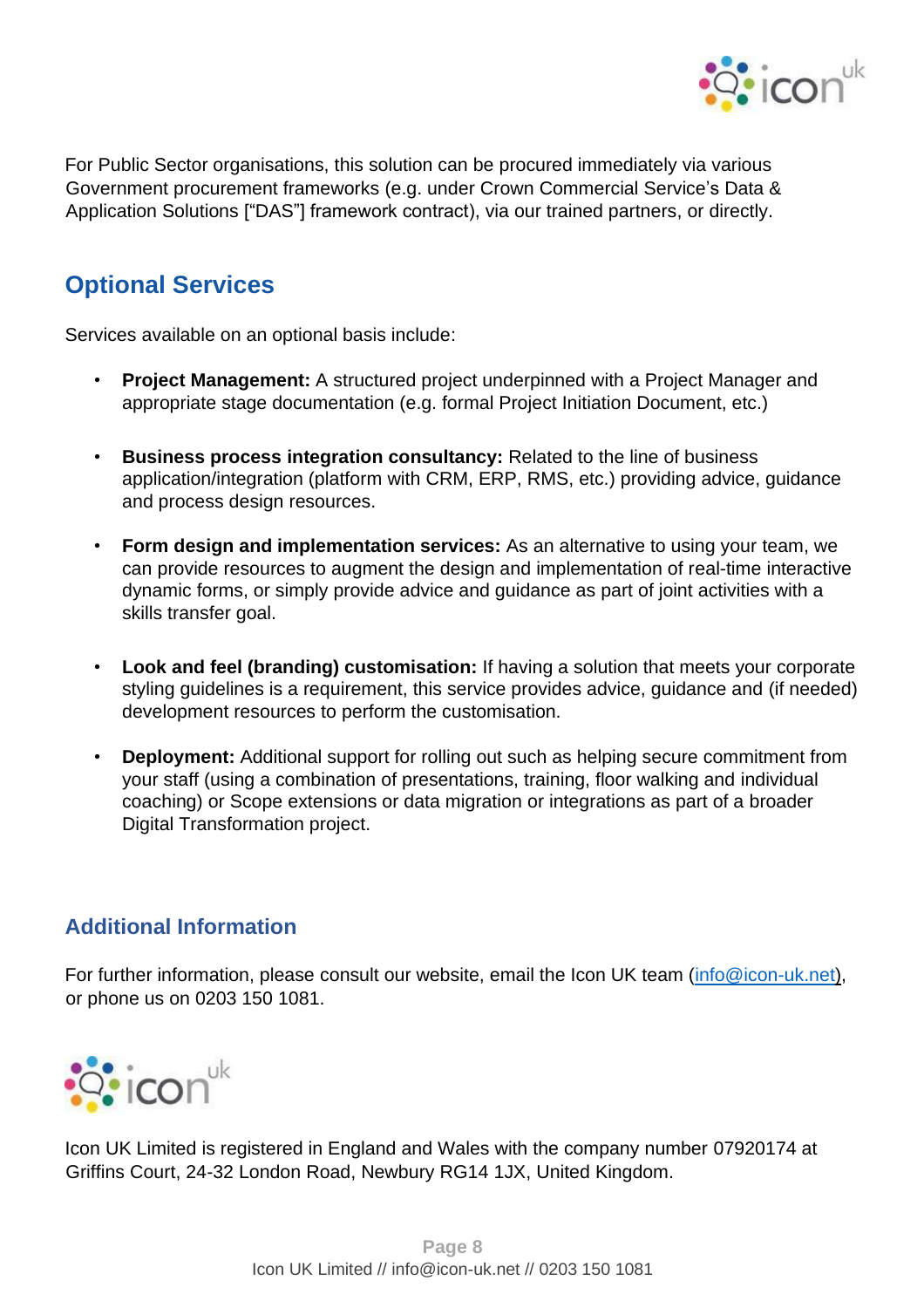For Public Sector organisations, this solution can be procured immediately via various Government procurement frameworks (e.g. under Crown Commercial Service's Data & Application Solutions ["DAS"] framework contract), via our trained partners, or directly.

## Optional Services

Services available on an optional basis include:

- **Project Management:** A structured project underpinned with a Project Manager and appropriate stage documentation (e.g. formal Project Initiation Document, etc.)

- **Business process integration consultancy:** Related to the line of business application/integration (platform with CRM, ERP, RMS, etc.) providing advice, guidance and process design resources.

- **Form design and implementation services:** As an alternative to using your team, we can provide resources to augment the design and implementation of real-time interactive dynamic forms, or simply provide advice and guidance as part of joint activities with a skills transfer goal.

- **Look and feel (branding) customisation:** If having a solution that meets your corporate styling guidelines is a requirement, this service provides advice, guidance and (if needed) development resources to perform the customisation.

- **Deployment:** Additional support for rolling out such as helping secure commitment from your staff (using a combination of presentations, training, floor walking and individual coaching) or Scope extensions or data migration or integrations as part of a broader Digital Transformation project.

### Additional Information

For further information, please consult our website, email the Icon UK team (info@icon-uk.net), or phone us on 0203 150 1081.

Icon UK Limited is registered in England and Wales with the company number 07920174 at Griffins Court, 24-32 London Road, Newbury RG14 1JX, United Kingdom.